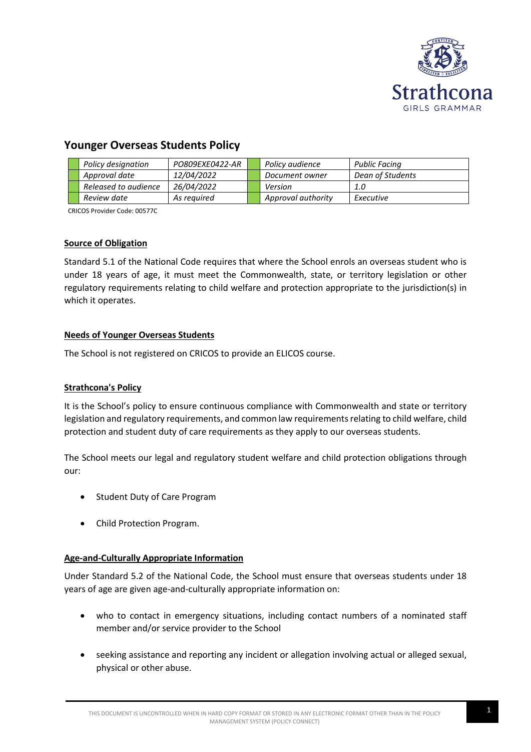# Younger Overseas Students Policy

| | | | | | |
|---|---|---|---|---|---|
| | *Policy designation* | *PO809EXE0422-AR* | | *Policy audience* | *Public Facing* |
| | *Approval date* | *12/04/2022* | | *Document owner* | *Dean of Students* |
| | *Released to audience* | *26/04/2022* | | *Version* | *1.0* |
| | *Review date* | *As required* | | *Approval authority* | *Executive* |

CRICOS Provider Code: 00577C

## Source of Obligation

Standard 5.1 of the National Code requires that where the School enrols an overseas student who is under 18 years of age, it must meet the Commonwealth, state, or territory legislation or other regulatory requirements relating to child welfare and protection appropriate to the jurisdiction(s) in which it operates.

## Needs of Younger Overseas Students

The School is not registered on CRICOS to provide an ELICOS course.

## Strathcona's Policy

It is the School's policy to ensure continuous compliance with Commonwealth and state or territory legislation and regulatory requirements, and common law requirements relating to child welfare, child protection and student duty of care requirements as they apply to our overseas students.

The School meets our legal and regulatory student welfare and child protection obligations through our:

- Student Duty of Care Program
- Child Protection Program.

## Age-and-Culturally Appropriate Information

Under Standard 5.2 of the National Code, the School must ensure that overseas students under 18 years of age are given age-and-culturally appropriate information on:

- who to contact in emergency situations, including contact numbers of a nominated staff member and/or service provider to the School
- seeking assistance and reporting any incident or allegation involving actual or alleged sexual, physical or other abuse.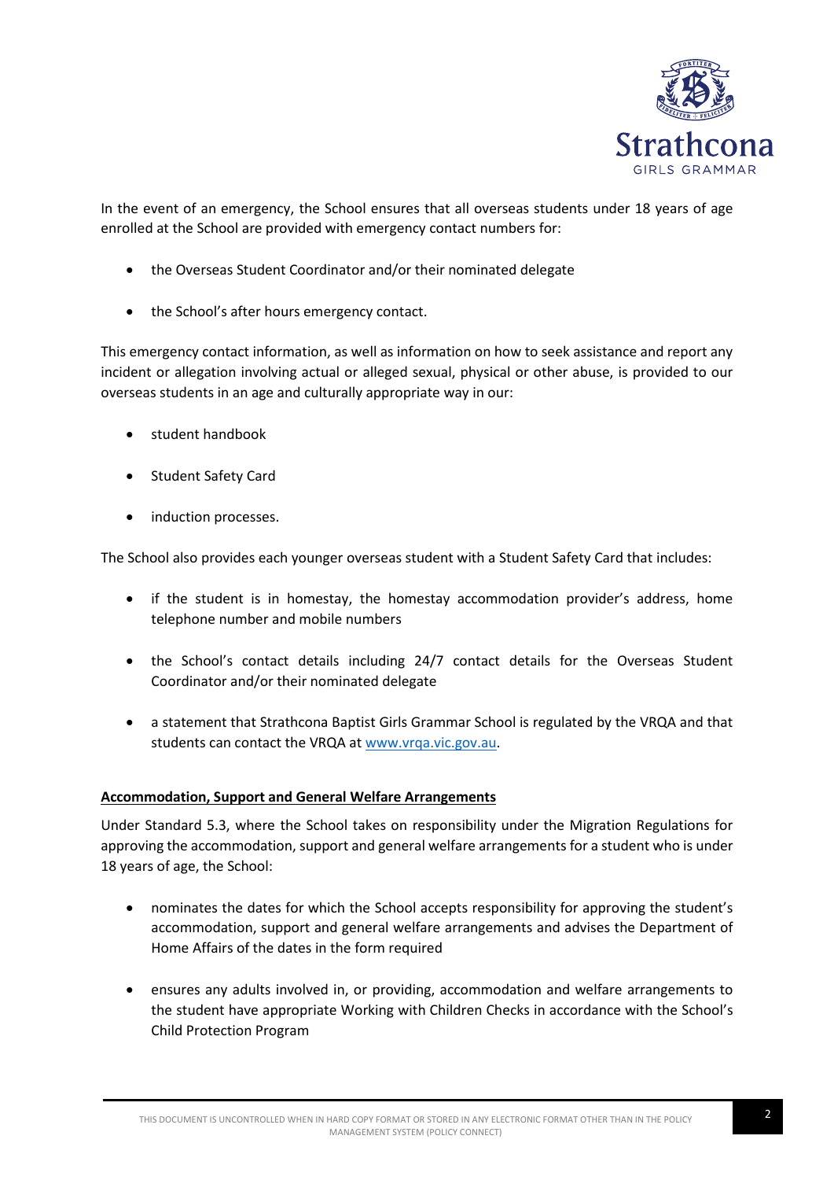In the event of an emergency, the School ensures that all overseas students under 18 years of age enrolled at the School are provided with emergency contact numbers for:

- the Overseas Student Coordinator and/or their nominated delegate
- the School's after hours emergency contact.

This emergency contact information, as well as information on how to seek assistance and report any incident or allegation involving actual or alleged sexual, physical or other abuse, is provided to our overseas students in an age and culturally appropriate way in our:

- student handbook
- Student Safety Card
- induction processes.

The School also provides each younger overseas student with a Student Safety Card that includes:

- if the student is in homestay, the homestay accommodation provider's address, home telephone number and mobile numbers
- the School's contact details including 24/7 contact details for the Overseas Student Coordinator and/or their nominated delegate
- a statement that Strathcona Baptist Girls Grammar School is regulated by the VRQA and that students can contact the VRQA at www.vrqa.vic.gov.au.

**Accommodation, Support and General Welfare Arrangements**

Under Standard 5.3, where the School takes on responsibility under the Migration Regulations for approving the accommodation, support and general welfare arrangements for a student who is under 18 years of age, the School:

- nominates the dates for which the School accepts responsibility for approving the student's accommodation, support and general welfare arrangements and advises the Department of Home Affairs of the dates in the form required
- ensures any adults involved in, or providing, accommodation and welfare arrangements to the student have appropriate Working with Children Checks in accordance with the School's Child Protection Program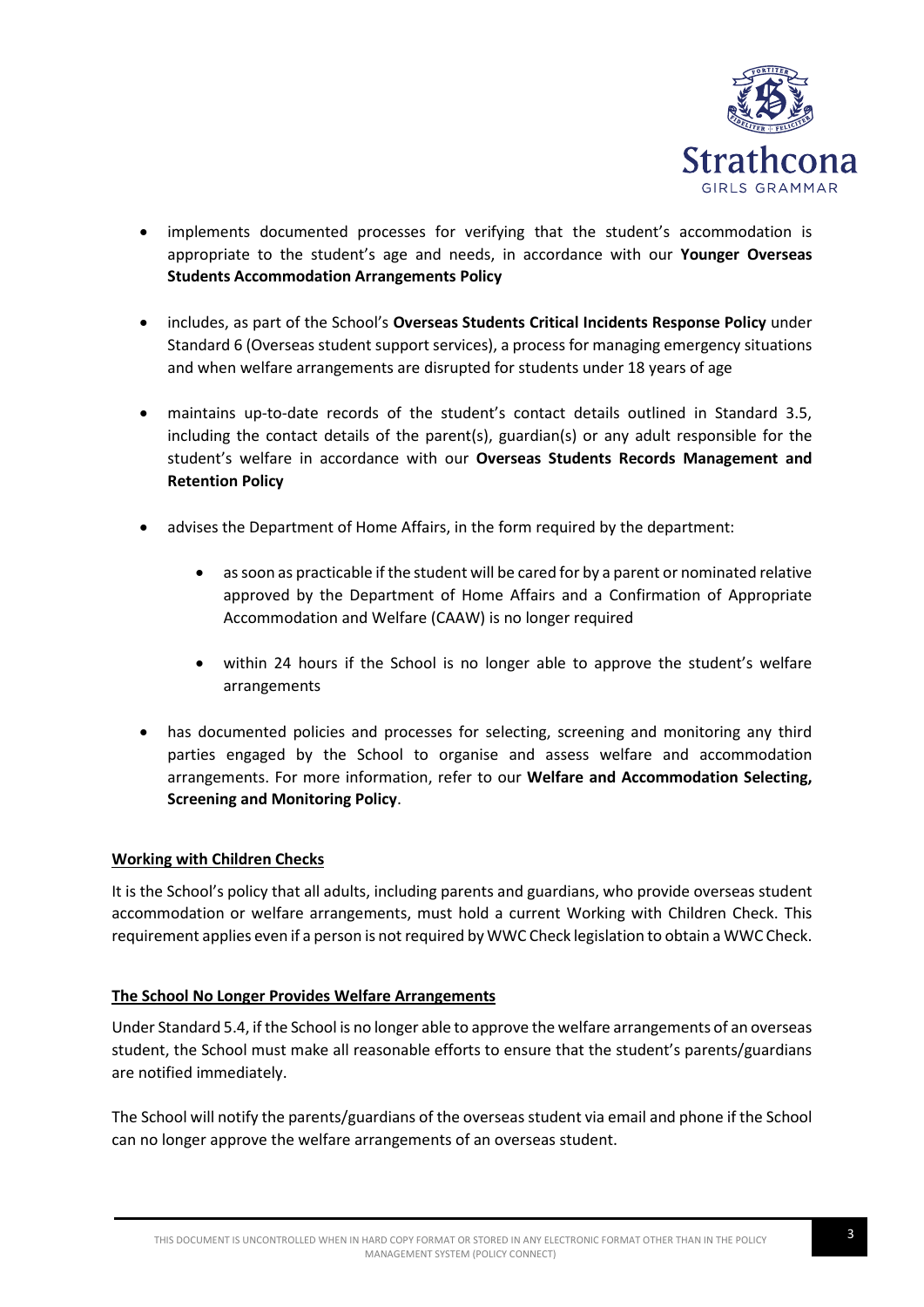- implements documented processes for verifying that the student's accommodation is appropriate to the student's age and needs, in accordance with our **Younger Overseas Students Accommodation Arrangements Policy**
- includes, as part of the School's **Overseas Students Critical Incidents Response Policy** under Standard 6 (Overseas student support services), a process for managing emergency situations and when welfare arrangements are disrupted for students under 18 years of age
- maintains up-to-date records of the student's contact details outlined in Standard 3.5, including the contact details of the parent(s), guardian(s) or any adult responsible for the student's welfare in accordance with our **Overseas Students Records Management and Retention Policy**
- advises the Department of Home Affairs, in the form required by the department:
  - as soon as practicable if the student will be cared for by a parent or nominated relative approved by the Department of Home Affairs and a Confirmation of Appropriate Accommodation and Welfare (CAAW) is no longer required
  - within 24 hours if the School is no longer able to approve the student's welfare arrangements
- has documented policies and processes for selecting, screening and monitoring any third parties engaged by the School to organise and assess welfare and accommodation arrangements. For more information, refer to our **Welfare and Accommodation Selecting, Screening and Monitoring Policy**.

**Working with Children Checks**

It is the School's policy that all adults, including parents and guardians, who provide overseas student accommodation or welfare arrangements, must hold a current Working with Children Check. This requirement applies even if a person is not required by WWC Check legislation to obtain a WWC Check.

**The School No Longer Provides Welfare Arrangements**

Under Standard 5.4, if the School is no longer able to approve the welfare arrangements of an overseas student, the School must make all reasonable efforts to ensure that the student's parents/guardians are notified immediately.

The School will notify the parents/guardians of the overseas student via email and phone if the School can no longer approve the welfare arrangements of an overseas student.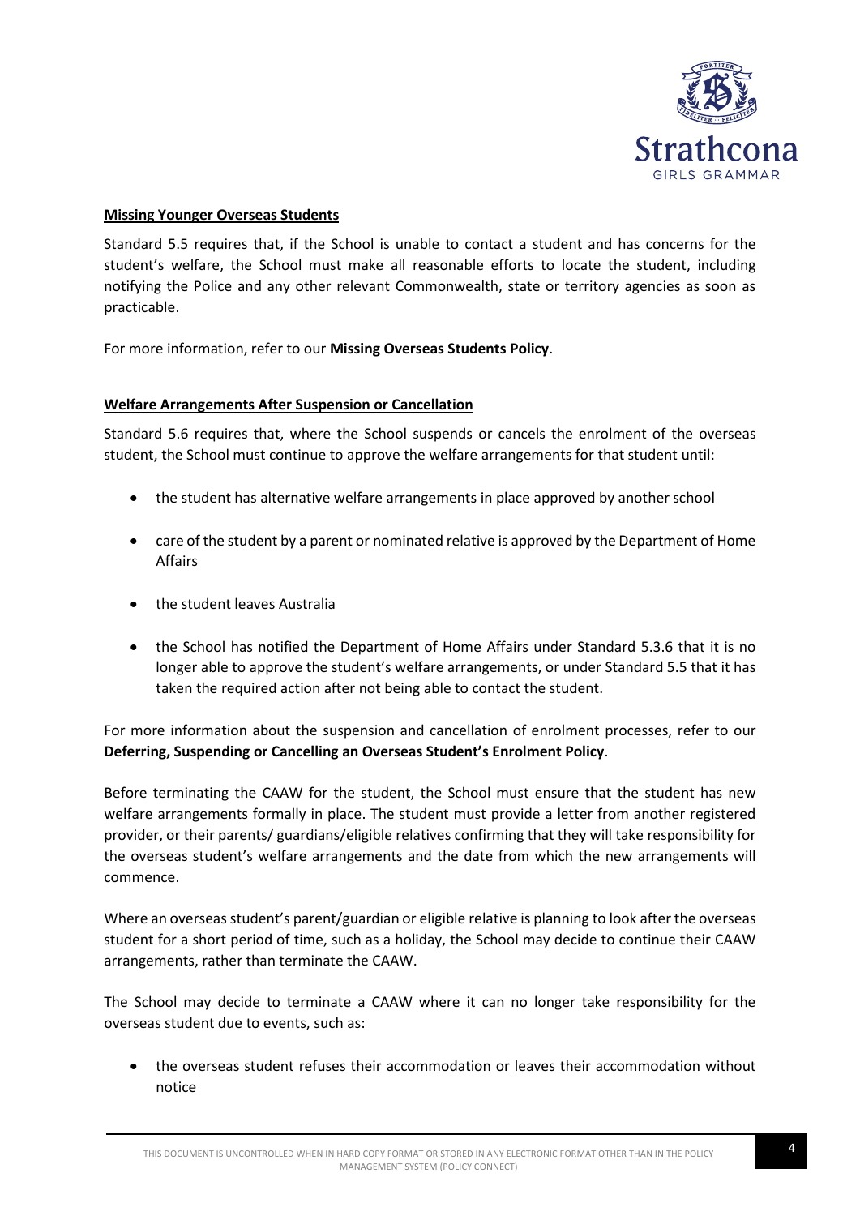**Missing Younger Overseas Students**

Standard 5.5 requires that, if the School is unable to contact a student and has concerns for the student's welfare, the School must make all reasonable efforts to locate the student, including notifying the Police and any other relevant Commonwealth, state or territory agencies as soon as practicable.

For more information, refer to our **Missing Overseas Students Policy**.

**Welfare Arrangements After Suspension or Cancellation**

Standard 5.6 requires that, where the School suspends or cancels the enrolment of the overseas student, the School must continue to approve the welfare arrangements for that student until:

- the student has alternative welfare arrangements in place approved by another school
- care of the student by a parent or nominated relative is approved by the Department of Home Affairs
- the student leaves Australia
- the School has notified the Department of Home Affairs under Standard 5.3.6 that it is no longer able to approve the student's welfare arrangements, or under Standard 5.5 that it has taken the required action after not being able to contact the student.

For more information about the suspension and cancellation of enrolment processes, refer to our **Deferring, Suspending or Cancelling an Overseas Student's Enrolment Policy**.

Before terminating the CAAW for the student, the School must ensure that the student has new welfare arrangements formally in place. The student must provide a letter from another registered provider, or their parents/ guardians/eligible relatives confirming that they will take responsibility for the overseas student's welfare arrangements and the date from which the new arrangements will commence.

Where an overseas student's parent/guardian or eligible relative is planning to look after the overseas student for a short period of time, such as a holiday, the School may decide to continue their CAAW arrangements, rather than terminate the CAAW.

The School may decide to terminate a CAAW where it can no longer take responsibility for the overseas student due to events, such as:

- the overseas student refuses their accommodation or leaves their accommodation without notice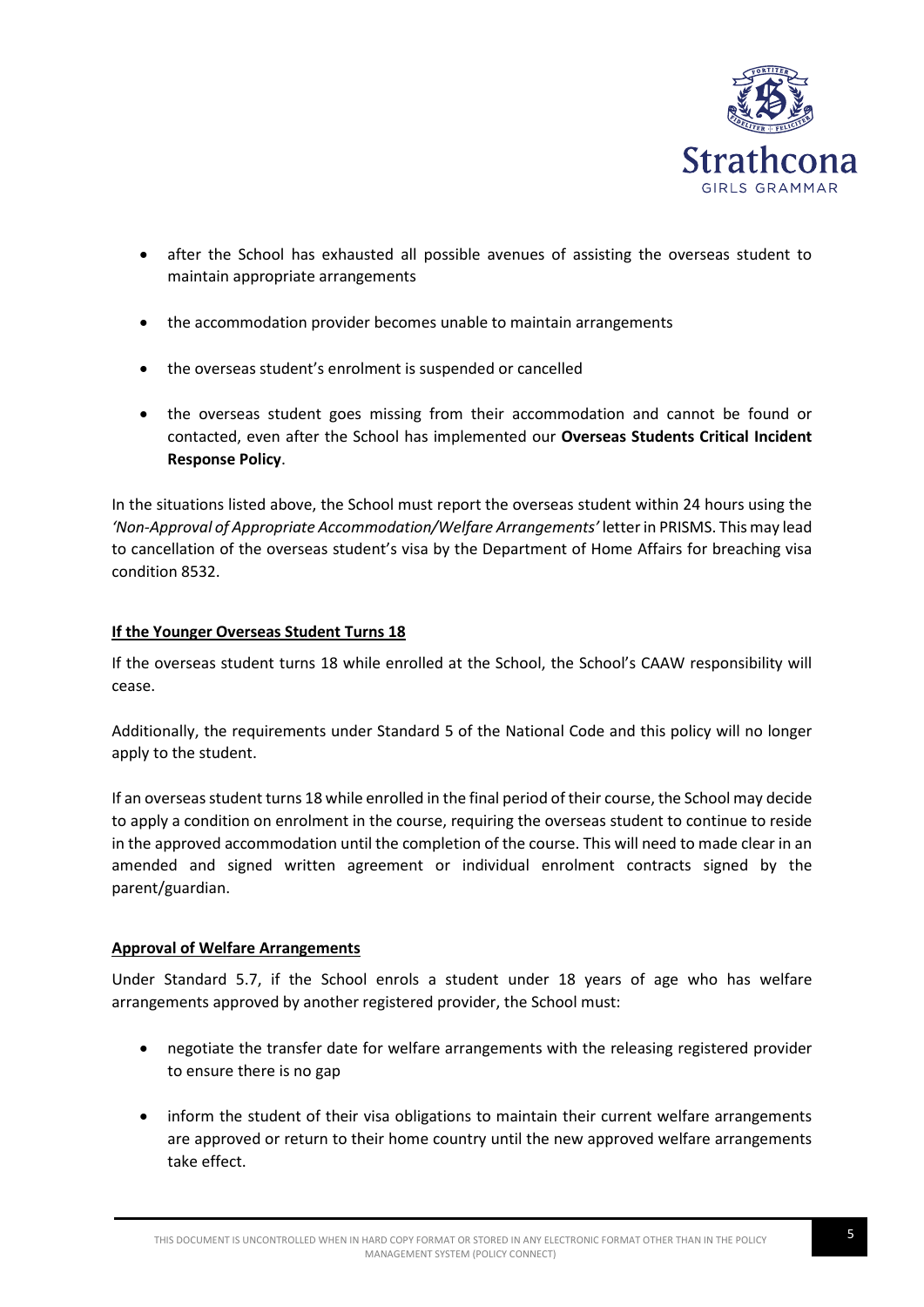- after the School has exhausted all possible avenues of assisting the overseas student to maintain appropriate arrangements
- the accommodation provider becomes unable to maintain arrangements
- the overseas student's enrolment is suspended or cancelled
- the overseas student goes missing from their accommodation and cannot be found or contacted, even after the School has implemented our **Overseas Students Critical Incident Response Policy**.

In the situations listed above, the School must report the overseas student within 24 hours using the *'Non-Approval of Appropriate Accommodation/Welfare Arrangements'* letter in PRISMS. This may lead to cancellation of the overseas student's visa by the Department of Home Affairs for breaching visa condition 8532.

**If the Younger Overseas Student Turns 18**

If the overseas student turns 18 while enrolled at the School, the School's CAAW responsibility will cease.

Additionally, the requirements under Standard 5 of the National Code and this policy will no longer apply to the student.

If an overseas student turns 18 while enrolled in the final period of their course, the School may decide to apply a condition on enrolment in the course, requiring the overseas student to continue to reside in the approved accommodation until the completion of the course. This will need to made clear in an amended and signed written agreement or individual enrolment contracts signed by the parent/guardian.

**Approval of Welfare Arrangements**

Under Standard 5.7, if the School enrols a student under 18 years of age who has welfare arrangements approved by another registered provider, the School must:

- negotiate the transfer date for welfare arrangements with the releasing registered provider to ensure there is no gap
- inform the student of their visa obligations to maintain their current welfare arrangements are approved or return to their home country until the new approved welfare arrangements take effect.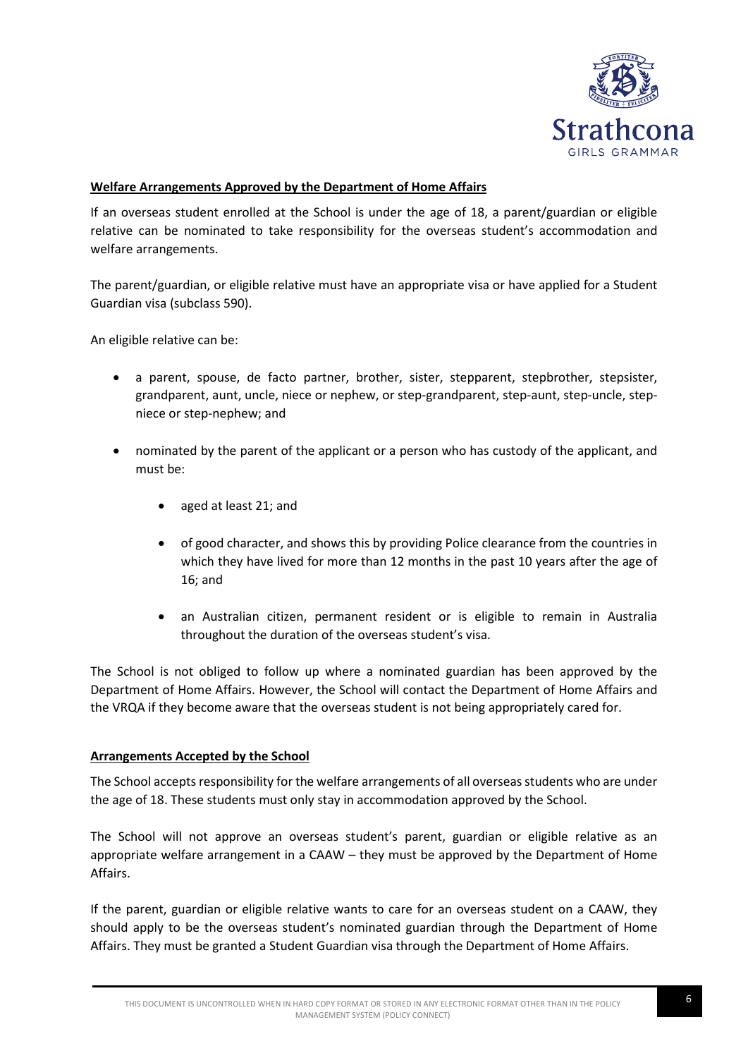**Welfare Arrangements Approved by the Department of Home Affairs**

If an overseas student enrolled at the School is under the age of 18, a parent/guardian or eligible relative can be nominated to take responsibility for the overseas student's accommodation and welfare arrangements.

The parent/guardian, or eligible relative must have an appropriate visa or have applied for a Student Guardian visa (subclass 590).

An eligible relative can be:

- a parent, spouse, de facto partner, brother, sister, stepparent, stepbrother, stepsister, grandparent, aunt, uncle, niece or nephew, or step-grandparent, step-aunt, step-uncle, step-niece or step-nephew; and
- nominated by the parent of the applicant or a person who has custody of the applicant, and must be:
    - aged at least 21; and
    - of good character, and shows this by providing Police clearance from the countries in which they have lived for more than 12 months in the past 10 years after the age of 16; and
    - an Australian citizen, permanent resident or is eligible to remain in Australia throughout the duration of the overseas student's visa.

The School is not obliged to follow up where a nominated guardian has been approved by the Department of Home Affairs. However, the School will contact the Department of Home Affairs and the VRQA if they become aware that the overseas student is not being appropriately cared for.

**Arrangements Accepted by the School**

The School accepts responsibility for the welfare arrangements of all overseas students who are under the age of 18. These students must only stay in accommodation approved by the School.

The School will not approve an overseas student's parent, guardian or eligible relative as an appropriate welfare arrangement in a CAAW – they must be approved by the Department of Home Affairs.

If the parent, guardian or eligible relative wants to care for an overseas student on a CAAW, they should apply to be the overseas student's nominated guardian through the Department of Home Affairs. They must be granted a Student Guardian visa through the Department of Home Affairs.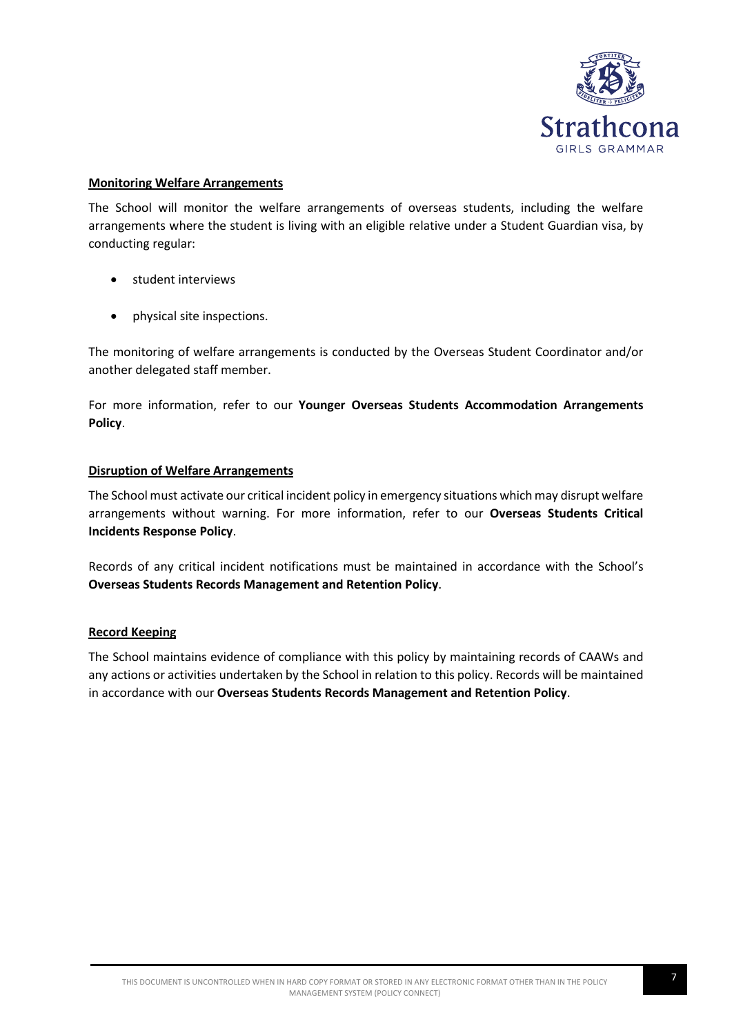**Monitoring Welfare Arrangements**

The School will monitor the welfare arrangements of overseas students, including the welfare arrangements where the student is living with an eligible relative under a Student Guardian visa, by conducting regular:

- student interviews
- physical site inspections.

The monitoring of welfare arrangements is conducted by the Overseas Student Coordinator and/or another delegated staff member.

For more information, refer to our **Younger Overseas Students Accommodation Arrangements Policy**.

**Disruption of Welfare Arrangements**

The School must activate our critical incident policy in emergency situations which may disrupt welfare arrangements without warning. For more information, refer to our **Overseas Students Critical Incidents Response Policy**.

Records of any critical incident notifications must be maintained in accordance with the School's **Overseas Students Records Management and Retention Policy**.

**Record Keeping**

The School maintains evidence of compliance with this policy by maintaining records of CAAWs and any actions or activities undertaken by the School in relation to this policy. Records will be maintained in accordance with our **Overseas Students Records Management and Retention Policy**.